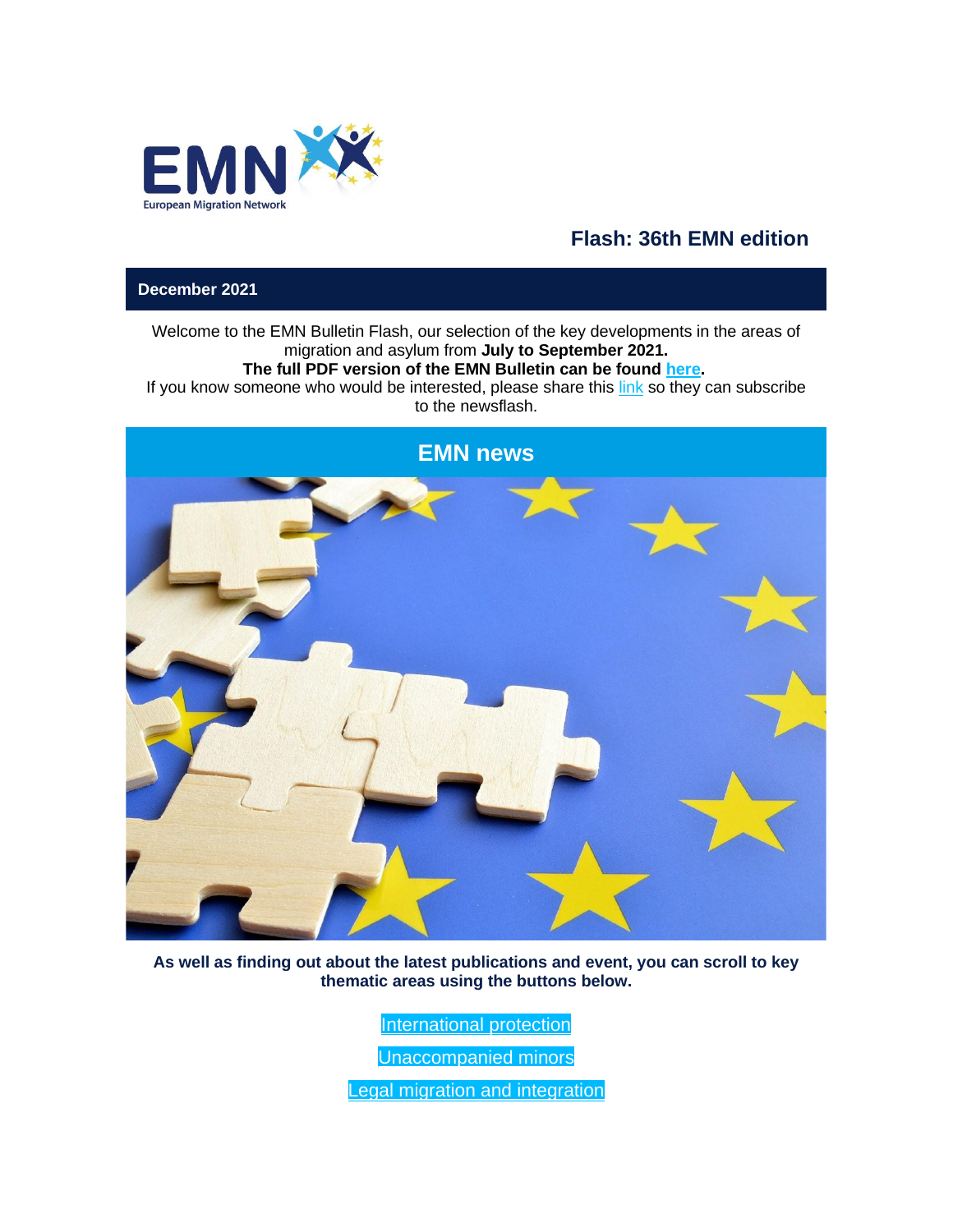# Flash: 36th EMN edition

**December 2021**

Welcome to the EMN Bulletin Flash, our selection of the key developments in the areas of migration and asylum from **July to September 2021.**

**The full PDF version of the EMN Bulletin can be found here.**

If you know someone who would be interested, please share this link so they can subscribe to the newsflash.

## EMN news

**As well as finding out about the latest publications and event, you can scroll to key thematic areas using the buttons below.**

International protection

Unaccompanied minors

Legal migration and integration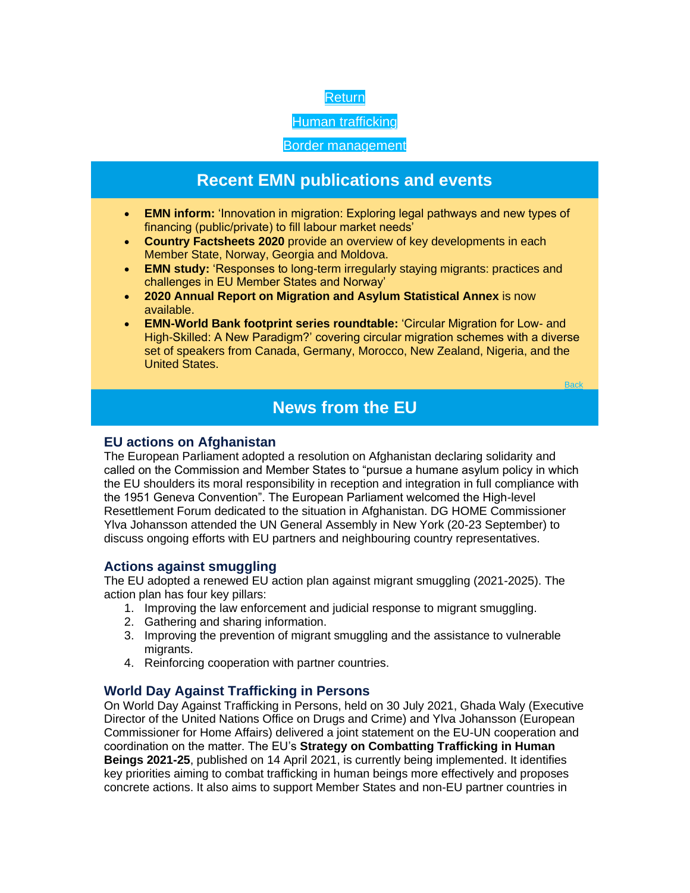Return

Human trafficking

Border management

## Recent EMN publications and events

- **EMN inform:** 'Innovation in migration: Exploring legal pathways and new types of financing (public/private) to fill labour market needs'
- **Country Factsheets 2020** provide an overview of key developments in each Member State, Norway, Georgia and Moldova.
- **EMN study:** 'Responses to long-term irregularly staying migrants: practices and challenges in EU Member States and Norway'
- **2020 Annual Report on Migration and Asylum Statistical Annex** is now available.
- **EMN-World Bank footprint series roundtable:** 'Circular Migration for Low- and High-Skilled: A New Paradigm?' covering circular migration schemes with a diverse set of speakers from Canada, Germany, Morocco, New Zealand, Nigeria, and the United States.

Back

## News from the EU

### EU actions on Afghanistan

The European Parliament adopted a resolution on Afghanistan declaring solidarity and called on the Commission and Member States to "pursue a humane asylum policy in which the EU shoulders its moral responsibility in reception and integration in full compliance with the 1951 Geneva Convention". The European Parliament welcomed the High-level Resettlement Forum dedicated to the situation in Afghanistan. DG HOME Commissioner Ylva Johansson attended the UN General Assembly in New York (20-23 September) to discuss ongoing efforts with EU partners and neighbouring country representatives.

### Actions against smuggling

The EU adopted a renewed EU action plan against migrant smuggling (2021-2025). The action plan has four key pillars:

1. Improving the law enforcement and judicial response to migrant smuggling.
2. Gathering and sharing information.
3. Improving the prevention of migrant smuggling and the assistance to vulnerable migrants.
4. Reinforcing cooperation with partner countries.

### World Day Against Trafficking in Persons

On World Day Against Trafficking in Persons, held on 30 July 2021, Ghada Waly (Executive Director of the United Nations Office on Drugs and Crime) and Ylva Johansson (European Commissioner for Home Affairs) delivered a joint statement on the EU-UN cooperation and coordination on the matter. The EU's **Strategy on Combatting Trafficking in Human Beings 2021-25**, published on 14 April 2021, is currently being implemented. It identifies key priorities aiming to combat trafficking in human beings more effectively and proposes concrete actions. It also aims to support Member States and non-EU partner countries in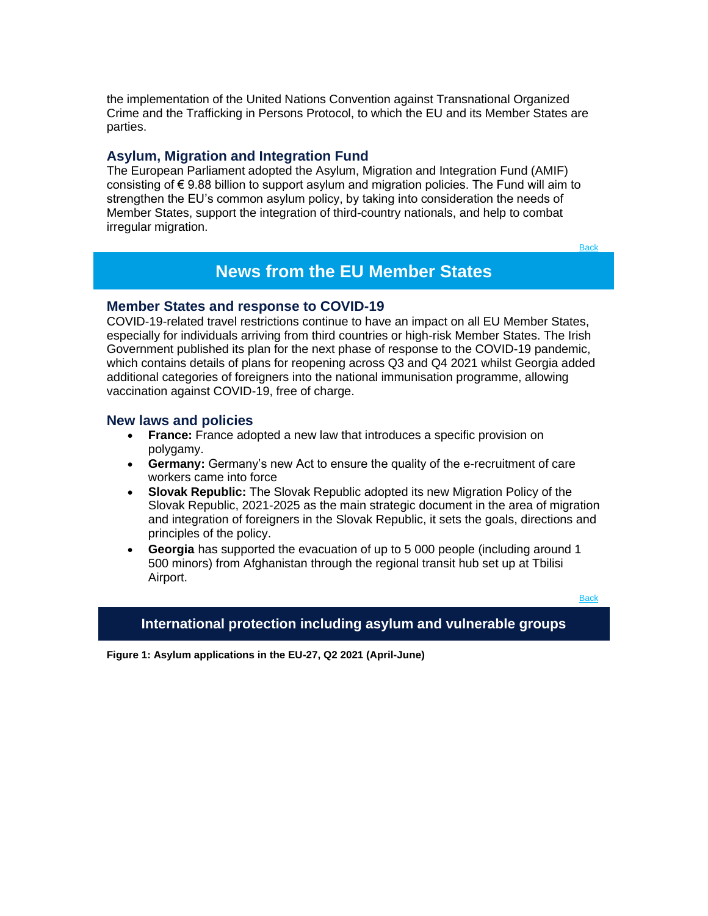the implementation of the United Nations Convention against Transnational Organized Crime and the Trafficking in Persons Protocol, to which the EU and its Member States are parties.

### Asylum, Migration and Integration Fund

The European Parliament adopted the Asylum, Migration and Integration Fund (AMIF) consisting of € 9.88 billion to support asylum and migration policies. The Fund will aim to strengthen the EU's common asylum policy, by taking into consideration the needs of Member States, support the integration of third-country nationals, and help to combat irregular migration.

Back

## News from the EU Member States

### Member States and response to COVID-19

COVID-19-related travel restrictions continue to have an impact on all EU Member States, especially for individuals arriving from third countries or high-risk Member States. The Irish Government published its plan for the next phase of response to the COVID-19 pandemic, which contains details of plans for reopening across Q3 and Q4 2021 whilst Georgia added additional categories of foreigners into the national immunisation programme, allowing vaccination against COVID-19, free of charge.

### New laws and policies

- **France:** France adopted a new law that introduces a specific provision on polygamy.
- **Germany:** Germany's new Act to ensure the quality of the e-recruitment of care workers came into force
- **Slovak Republic:** The Slovak Republic adopted its new Migration Policy of the Slovak Republic, 2021-2025 as the main strategic document in the area of migration and integration of foreigners in the Slovak Republic, it sets the goals, directions and principles of the policy.
- **Georgia** has supported the evacuation of up to 5 000 people (including around 1 500 minors) from Afghanistan through the regional transit hub set up at Tbilisi Airport.

Back

## International protection including asylum and vulnerable groups

**Figure 1: Asylum applications in the EU-27, Q2 2021 (April-June)**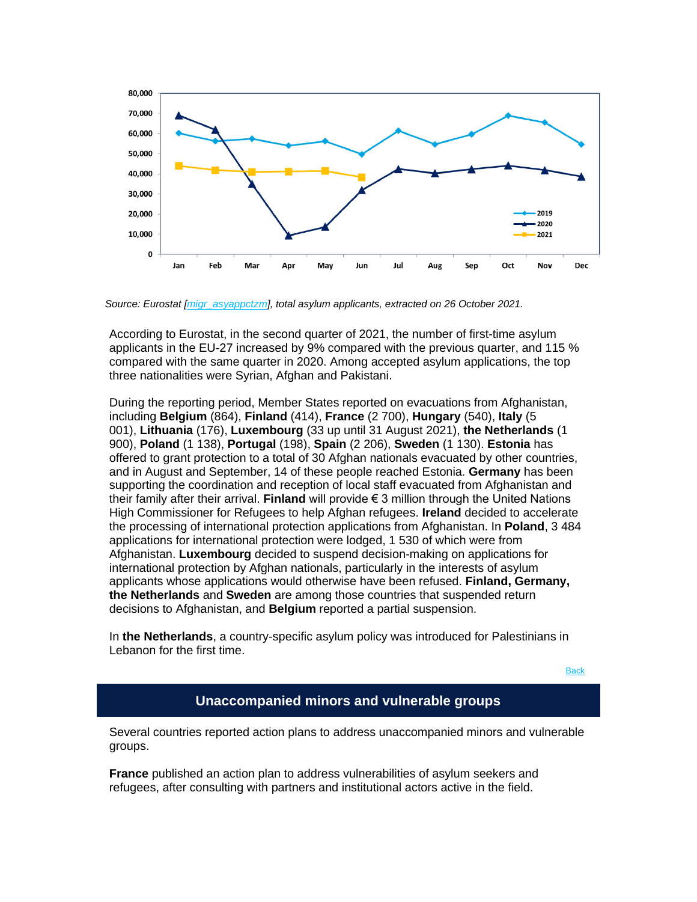*Source: Eurostat [migr_asyappctzm], total asylum applicants, extracted on 26 October 2021.*

According to Eurostat, in the second quarter of 2021, the number of first-time asylum applicants in the EU-27 increased by 9% compared with the previous quarter, and 115 % compared with the same quarter in 2020. Among accepted asylum applications, the top three nationalities were Syrian, Afghan and Pakistani.

During the reporting period, Member States reported on evacuations from Afghanistan, including **Belgium** (864), **Finland** (414), **France** (2 700), **Hungary** (540), **Italy** (5 001), **Lithuania** (176), **Luxembourg** (33 up until 31 August 2021), **the Netherlands** (1 900), **Poland** (1 138), **Portugal** (198), **Spain** (2 206), **Sweden** (1 130). **Estonia** has offered to grant protection to a total of 30 Afghan nationals evacuated by other countries, and in August and September, 14 of these people reached Estonia. **Germany** has been supporting the coordination and reception of local staff evacuated from Afghanistan and their family after their arrival. **Finland** will provide € 3 million through the United Nations High Commissioner for Refugees to help Afghan refugees. **Ireland** decided to accelerate the processing of international protection applications from Afghanistan. In **Poland**, 3 484 applications for international protection were lodged, 1 530 of which were from Afghanistan. **Luxembourg** decided to suspend decision-making on applications for international protection by Afghan nationals, particularly in the interests of asylum applicants whose applications would otherwise have been refused. **Finland, Germany, the Netherlands** and **Sweden** are among those countries that suspended return decisions to Afghanistan, and **Belgium** reported a partial suspension.

In **the Netherlands**, a country-specific asylum policy was introduced for Palestinians in Lebanon for the first time.

Back

## Unaccompanied minors and vulnerable groups

Several countries reported action plans to address unaccompanied minors and vulnerable groups.

**France** published an action plan to address vulnerabilities of asylum seekers and refugees, after consulting with partners and institutional actors active in the field.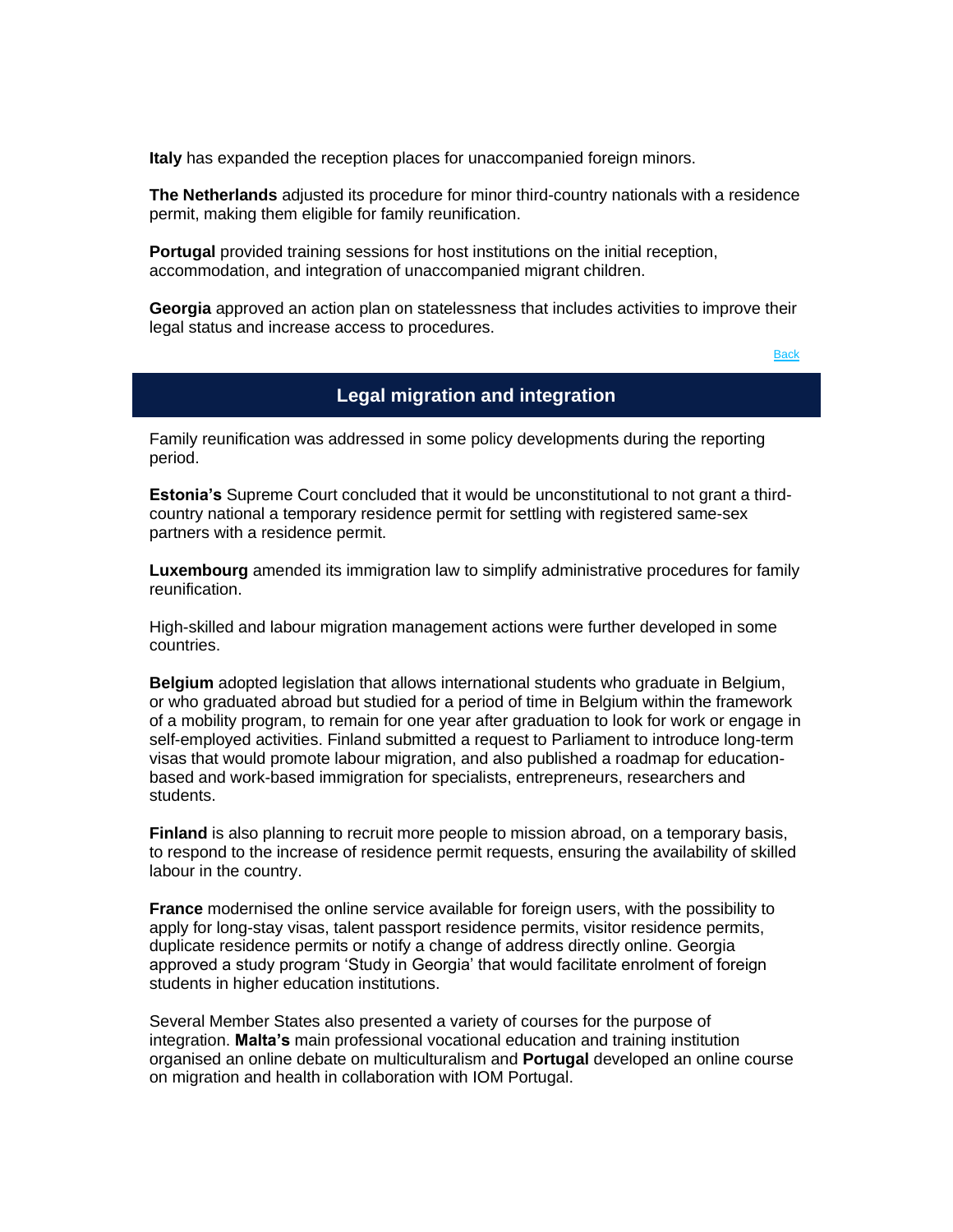**Italy** has expanded the reception places for unaccompanied foreign minors.

**The Netherlands** adjusted its procedure for minor third-country nationals with a residence permit, making them eligible for family reunification.

**Portugal** provided training sessions for host institutions on the initial reception, accommodation, and integration of unaccompanied migrant children.

**Georgia** approved an action plan on statelessness that includes activities to improve their legal status and increase access to procedures.

Back

## Legal migration and integration

Family reunification was addressed in some policy developments during the reporting period.

**Estonia's** Supreme Court concluded that it would be unconstitutional to not grant a third-country national a temporary residence permit for settling with registered same-sex partners with a residence permit.

**Luxembourg** amended its immigration law to simplify administrative procedures for family reunification.

High-skilled and labour migration management actions were further developed in some countries.

**Belgium** adopted legislation that allows international students who graduate in Belgium, or who graduated abroad but studied for a period of time in Belgium within the framework of a mobility program, to remain for one year after graduation to look for work or engage in self-employed activities. Finland submitted a request to Parliament to introduce long-term visas that would promote labour migration, and also published a roadmap for education-based and work-based immigration for specialists, entrepreneurs, researchers and students.

**Finland** is also planning to recruit more people to mission abroad, on a temporary basis, to respond to the increase of residence permit requests, ensuring the availability of skilled labour in the country.

**France** modernised the online service available for foreign users, with the possibility to apply for long-stay visas, talent passport residence permits, visitor residence permits, duplicate residence permits or notify a change of address directly online. Georgia approved a study program 'Study in Georgia' that would facilitate enrolment of foreign students in higher education institutions.

Several Member States also presented a variety of courses for the purpose of integration. **Malta's** main professional vocational education and training institution organised an online debate on multiculturalism and **Portugal** developed an online course on migration and health in collaboration with IOM Portugal.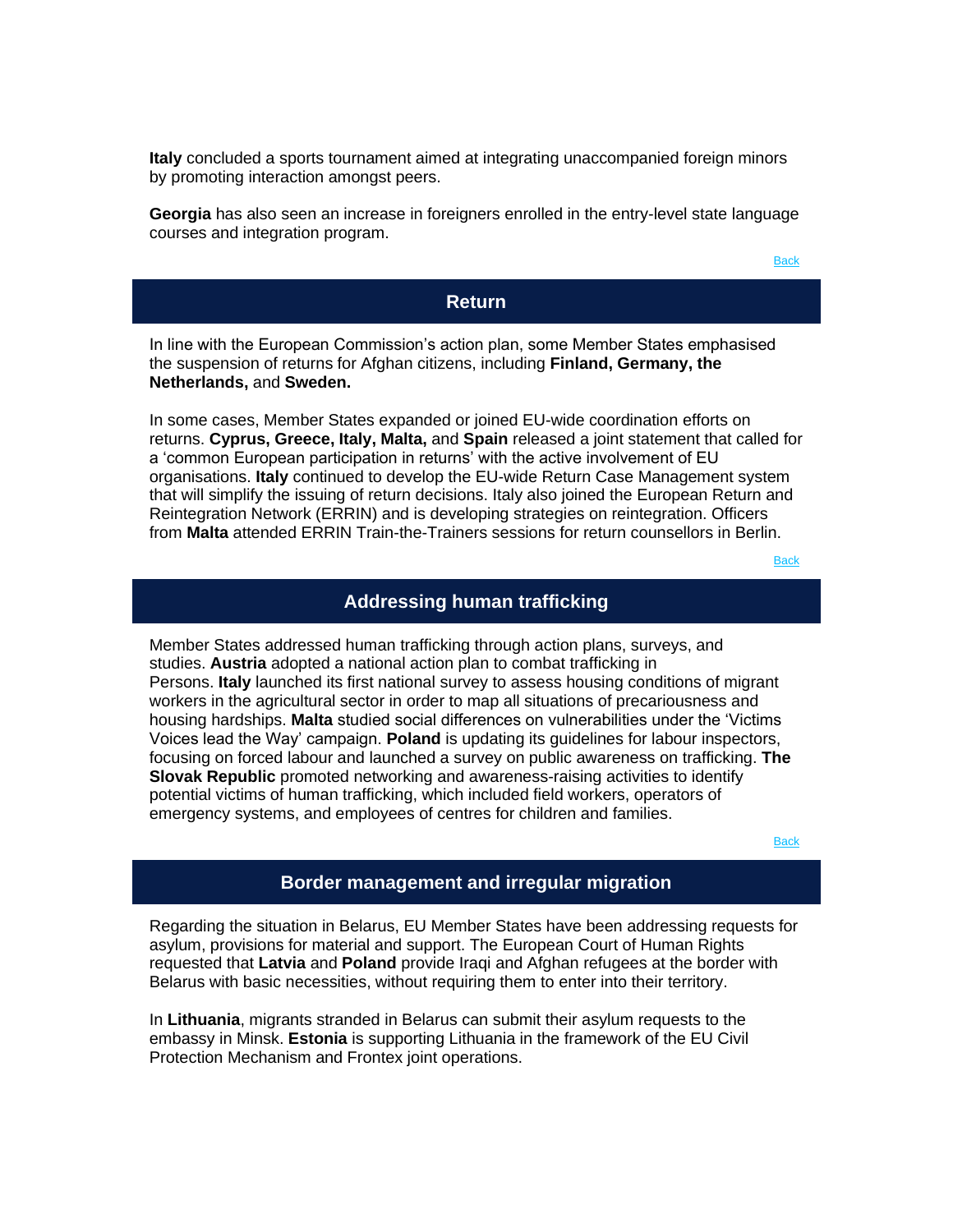**Italy** concluded a sports tournament aimed at integrating unaccompanied foreign minors by promoting interaction amongst peers.

**Georgia** has also seen an increase in foreigners enrolled in the entry-level state language courses and integration program.

Back

## Return

In line with the European Commission's action plan, some Member States emphasised the suspension of returns for Afghan citizens, including **Finland, Germany, the Netherlands,** and **Sweden.**

In some cases, Member States expanded or joined EU-wide coordination efforts on returns. **Cyprus, Greece, Italy, Malta,** and **Spain** released a joint statement that called for a 'common European participation in returns' with the active involvement of EU organisations. **Italy** continued to develop the EU-wide Return Case Management system that will simplify the issuing of return decisions. Italy also joined the European Return and Reintegration Network (ERRIN) and is developing strategies on reintegration. Officers from **Malta** attended ERRIN Train-the-Trainers sessions for return counsellors in Berlin.

Back

## Addressing human trafficking

Member States addressed human trafficking through action plans, surveys, and studies. **Austria** adopted a national action plan to combat trafficking in Persons. **Italy** launched its first national survey to assess housing conditions of migrant workers in the agricultural sector in order to map all situations of precariousness and housing hardships. **Malta** studied social differences on vulnerabilities under the 'Victims Voices lead the Way' campaign. **Poland** is updating its guidelines for labour inspectors, focusing on forced labour and launched a survey on public awareness on trafficking. **The Slovak Republic** promoted networking and awareness-raising activities to identify potential victims of human trafficking, which included field workers, operators of emergency systems, and employees of centres for children and families.

Back

## Border management and irregular migration

Regarding the situation in Belarus, EU Member States have been addressing requests for asylum, provisions for material and support. The European Court of Human Rights requested that **Latvia** and **Poland** provide Iraqi and Afghan refugees at the border with Belarus with basic necessities, without requiring them to enter into their territory.

In **Lithuania**, migrants stranded in Belarus can submit their asylum requests to the embassy in Minsk. **Estonia** is supporting Lithuania in the framework of the EU Civil Protection Mechanism and Frontex joint operations.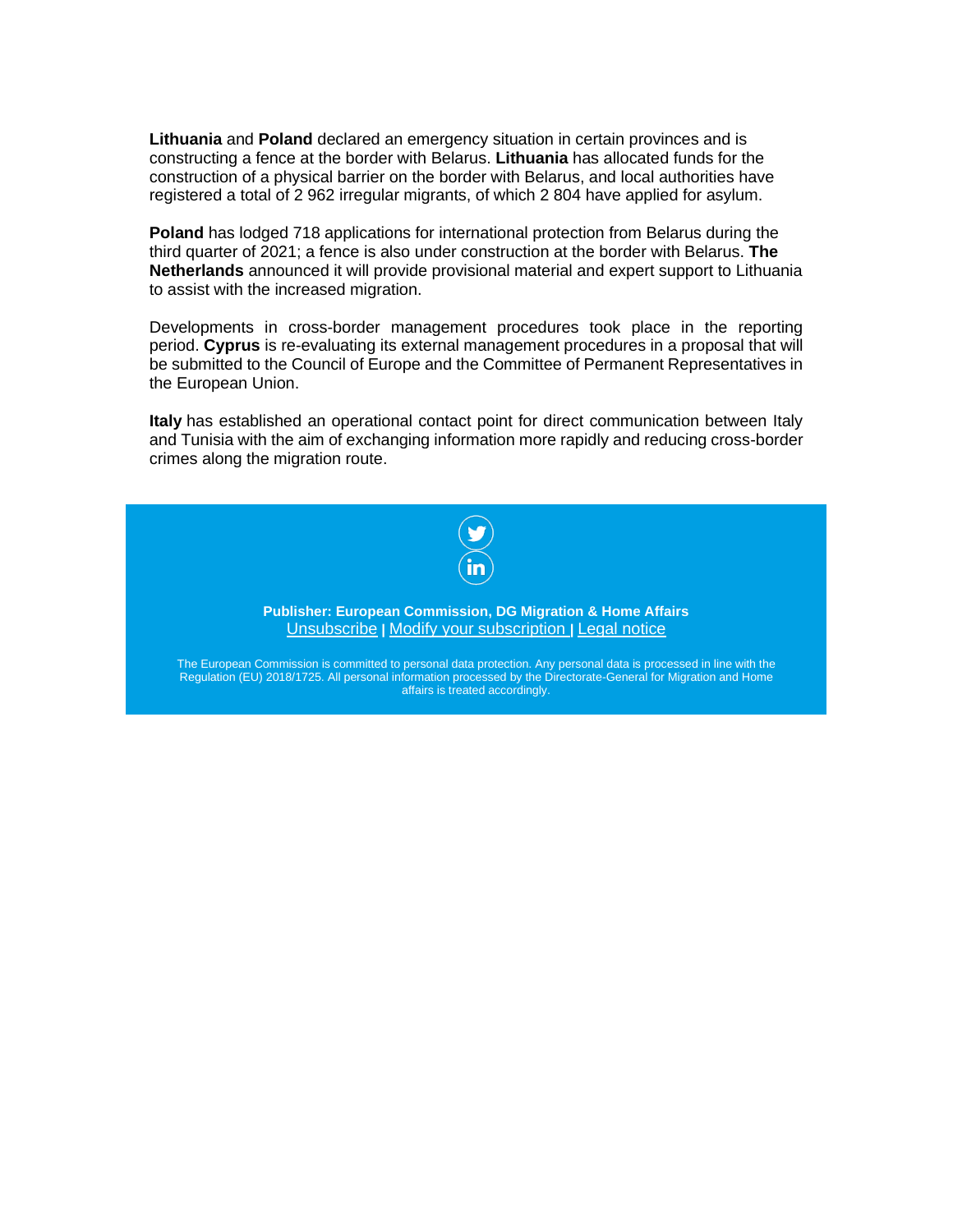**Lithuania** and **Poland** declared an emergency situation in certain provinces and is constructing a fence at the border with Belarus. **Lithuania** has allocated funds for the construction of a physical barrier on the border with Belarus, and local authorities have registered a total of 2 962 irregular migrants, of which 2 804 have applied for asylum.

**Poland** has lodged 718 applications for international protection from Belarus during the third quarter of 2021; a fence is also under construction at the border with Belarus. **The Netherlands** announced it will provide provisional material and expert support to Lithuania to assist with the increased migration.

Developments in cross-border management procedures took place in the reporting period. **Cyprus** is re-evaluating its external management procedures in a proposal that will be submitted to the Council of Europe and the Committee of Permanent Representatives in the European Union.

**Italy** has established an operational contact point for direct communication between Italy and Tunisia with the aim of exchanging information more rapidly and reducing cross-border crimes along the migration route.

**Publisher: European Commission, DG Migration & Home Affairs**
Unsubscribe | Modify your subscription | Legal notice

The European Commission is committed to personal data protection. Any personal data is processed in line with the Regulation (EU) 2018/1725. All personal information processed by the Directorate-General for Migration and Home affairs is treated accordingly.